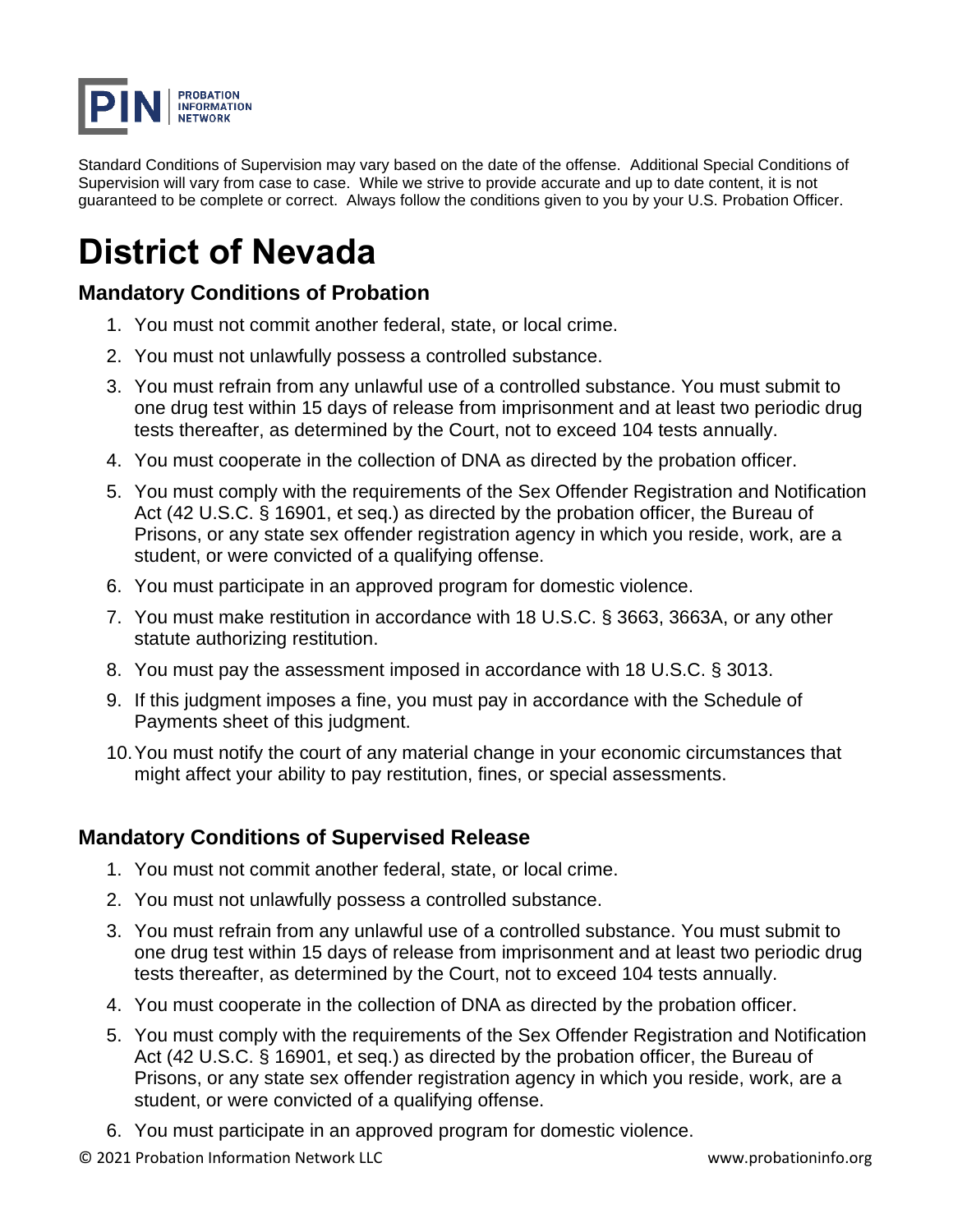PIN | PROBATION INFORMATION NETWORK

Standard Conditions of Supervision may vary based on the date of the offense. Additional Special Conditions of Supervision will vary from case to case. While we strive to provide accurate and up to date content, it is not guaranteed to be complete or correct. Always follow the conditions given to you by your U.S. Probation Officer.

# District of Nevada

### Mandatory Conditions of Probation

1. You must not commit another federal, state, or local crime.
2. You must not unlawfully possess a controlled substance.
3. You must refrain from any unlawful use of a controlled substance. You must submit to one drug test within 15 days of release from imprisonment and at least two periodic drug tests thereafter, as determined by the Court, not to exceed 104 tests annually.
4. You must cooperate in the collection of DNA as directed by the probation officer.
5. You must comply with the requirements of the Sex Offender Registration and Notification Act (42 U.S.C. § 16901, et seq.) as directed by the probation officer, the Bureau of Prisons, or any state sex offender registration agency in which you reside, work, are a student, or were convicted of a qualifying offense.
6. You must participate in an approved program for domestic violence.
7. You must make restitution in accordance with 18 U.S.C. § 3663, 3663A, or any other statute authorizing restitution.
8. You must pay the assessment imposed in accordance with 18 U.S.C. § 3013.
9. If this judgment imposes a fine, you must pay in accordance with the Schedule of Payments sheet of this judgment.
10. You must notify the court of any material change in your economic circumstances that might affect your ability to pay restitution, fines, or special assessments.

### Mandatory Conditions of Supervised Release

1. You must not commit another federal, state, or local crime.
2. You must not unlawfully possess a controlled substance.
3. You must refrain from any unlawful use of a controlled substance. You must submit to one drug test within 15 days of release from imprisonment and at least two periodic drug tests thereafter, as determined by the Court, not to exceed 104 tests annually.
4. You must cooperate in the collection of DNA as directed by the probation officer.
5. You must comply with the requirements of the Sex Offender Registration and Notification Act (42 U.S.C. § 16901, et seq.) as directed by the probation officer, the Bureau of Prisons, or any state sex offender registration agency in which you reside, work, are a student, or were convicted of a qualifying offense.
6. You must participate in an approved program for domestic violence.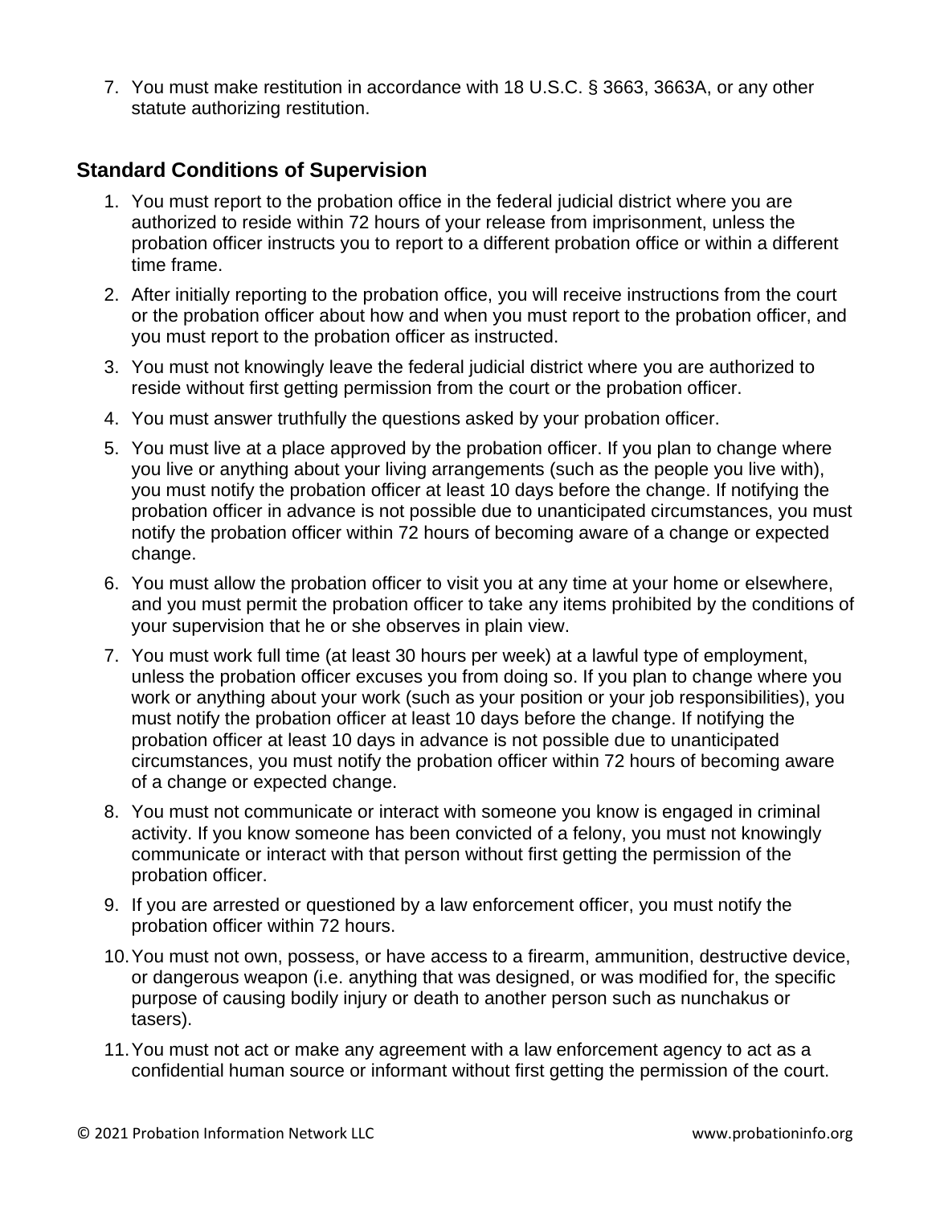7. You must make restitution in accordance with 18 U.S.C. § 3663, 3663A, or any other statute authorizing restitution.

## Standard Conditions of Supervision

1. You must report to the probation office in the federal judicial district where you are authorized to reside within 72 hours of your release from imprisonment, unless the probation officer instructs you to report to a different probation office or within a different time frame.
2. After initially reporting to the probation office, you will receive instructions from the court or the probation officer about how and when you must report to the probation officer, and you must report to the probation officer as instructed.
3. You must not knowingly leave the federal judicial district where you are authorized to reside without first getting permission from the court or the probation officer.
4. You must answer truthfully the questions asked by your probation officer.
5. You must live at a place approved by the probation officer. If you plan to change where you live or anything about your living arrangements (such as the people you live with), you must notify the probation officer at least 10 days before the change. If notifying the probation officer in advance is not possible due to unanticipated circumstances, you must notify the probation officer within 72 hours of becoming aware of a change or expected change.
6. You must allow the probation officer to visit you at any time at your home or elsewhere, and you must permit the probation officer to take any items prohibited by the conditions of your supervision that he or she observes in plain view.
7. You must work full time (at least 30 hours per week) at a lawful type of employment, unless the probation officer excuses you from doing so. If you plan to change where you work or anything about your work (such as your position or your job responsibilities), you must notify the probation officer at least 10 days before the change. If notifying the probation officer at least 10 days in advance is not possible due to unanticipated circumstances, you must notify the probation officer within 72 hours of becoming aware of a change or expected change.
8. You must not communicate or interact with someone you know is engaged in criminal activity. If you know someone has been convicted of a felony, you must not knowingly communicate or interact with that person without first getting the permission of the probation officer.
9. If you are arrested or questioned by a law enforcement officer, you must notify the probation officer within 72 hours.
10. You must not own, possess, or have access to a firearm, ammunition, destructive device, or dangerous weapon (i.e. anything that was designed, or was modified for, the specific purpose of causing bodily injury or death to another person such as nunchakus or tasers).
11. You must not act or make any agreement with a law enforcement agency to act as a confidential human source or informant without first getting the permission of the court.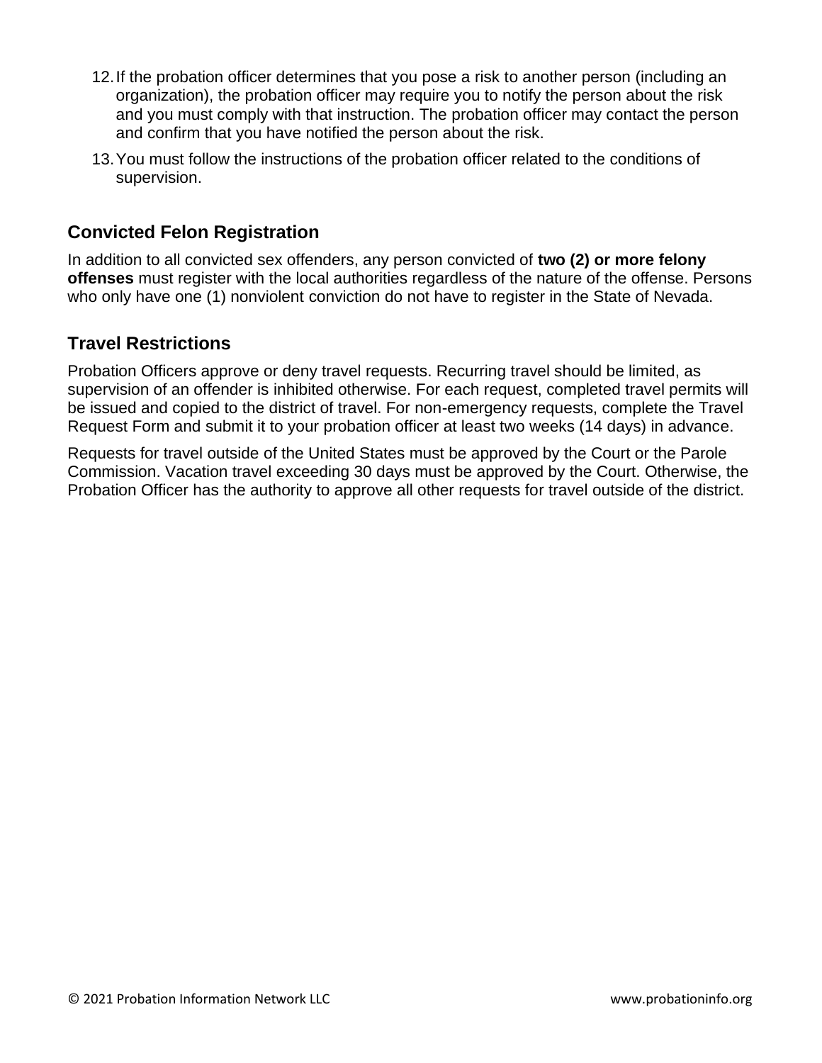12. If the probation officer determines that you pose a risk to another person (including an organization), the probation officer may require you to notify the person about the risk and you must comply with that instruction. The probation officer may contact the person and confirm that you have notified the person about the risk.
13. You must follow the instructions of the probation officer related to the conditions of supervision.

## Convicted Felon Registration

In addition to all convicted sex offenders, any person convicted of **two (2) or more felony offenses** must register with the local authorities regardless of the nature of the offense. Persons who only have one (1) nonviolent conviction do not have to register in the State of Nevada.

## Travel Restrictions

Probation Officers approve or deny travel requests. Recurring travel should be limited, as supervision of an offender is inhibited otherwise. For each request, completed travel permits will be issued and copied to the district of travel. For non-emergency requests, complete the Travel Request Form and submit it to your probation officer at least two weeks (14 days) in advance.

Requests for travel outside of the United States must be approved by the Court or the Parole Commission. Vacation travel exceeding 30 days must be approved by the Court. Otherwise, the Probation Officer has the authority to approve all other requests for travel outside of the district.